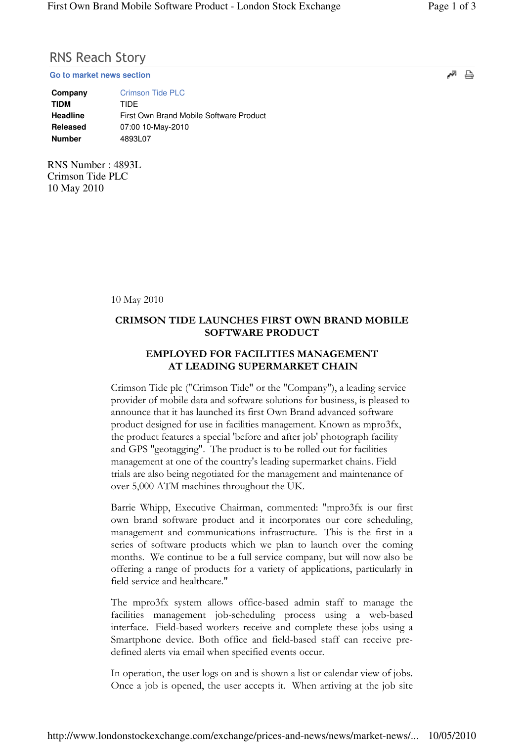# RNS Reach Story

Go to market news section

| | |
|---|---|
| **Company** | Crimson Tide PLC |
| **TIDM** | TIDE |
| **Headline** | First Own Brand Mobile Software Product |
| **Released** | 07:00 10-May-2010 |
| **Number** | 4893L07 |

RNS Number : 4893L
Crimson Tide PLC
10 May 2010

10 May 2010

## CRIMSON TIDE LAUNCHES FIRST OWN BRAND MOBILE SOFTWARE PRODUCT

### EMPLOYED FOR FACILITIES MANAGEMENT AT LEADING SUPERMARKET CHAIN

Crimson Tide plc ("Crimson Tide" or the "Company"), a leading service provider of mobile data and software solutions for business, is pleased to announce that it has launched its first Own Brand advanced software product designed for use in facilities management. Known as mpro3fx, the product features a special 'before and after job' photograph facility and GPS "geotagging". The product is to be rolled out for facilities management at one of the country's leading supermarket chains. Field trials are also being negotiated for the management and maintenance of over 5,000 ATM machines throughout the UK.

Barrie Whipp, Executive Chairman, commented: "mpro3fx is our first own brand software product and it incorporates our core scheduling, management and communications infrastructure. This is the first in a series of software products which we plan to launch over the coming months. We continue to be a full service company, but will now also be offering a range of products for a variety of applications, particularly in field service and healthcare."

The mpro3fx system allows office-based admin staff to manage the facilities management job-scheduling process using a web-based interface. Field-based workers receive and complete these jobs using a Smartphone device. Both office and field-based staff can receive pre-defined alerts via email when specified events occur.

In operation, the user logs on and is shown a list or calendar view of jobs. Once a job is opened, the user accepts it. When arriving at the job site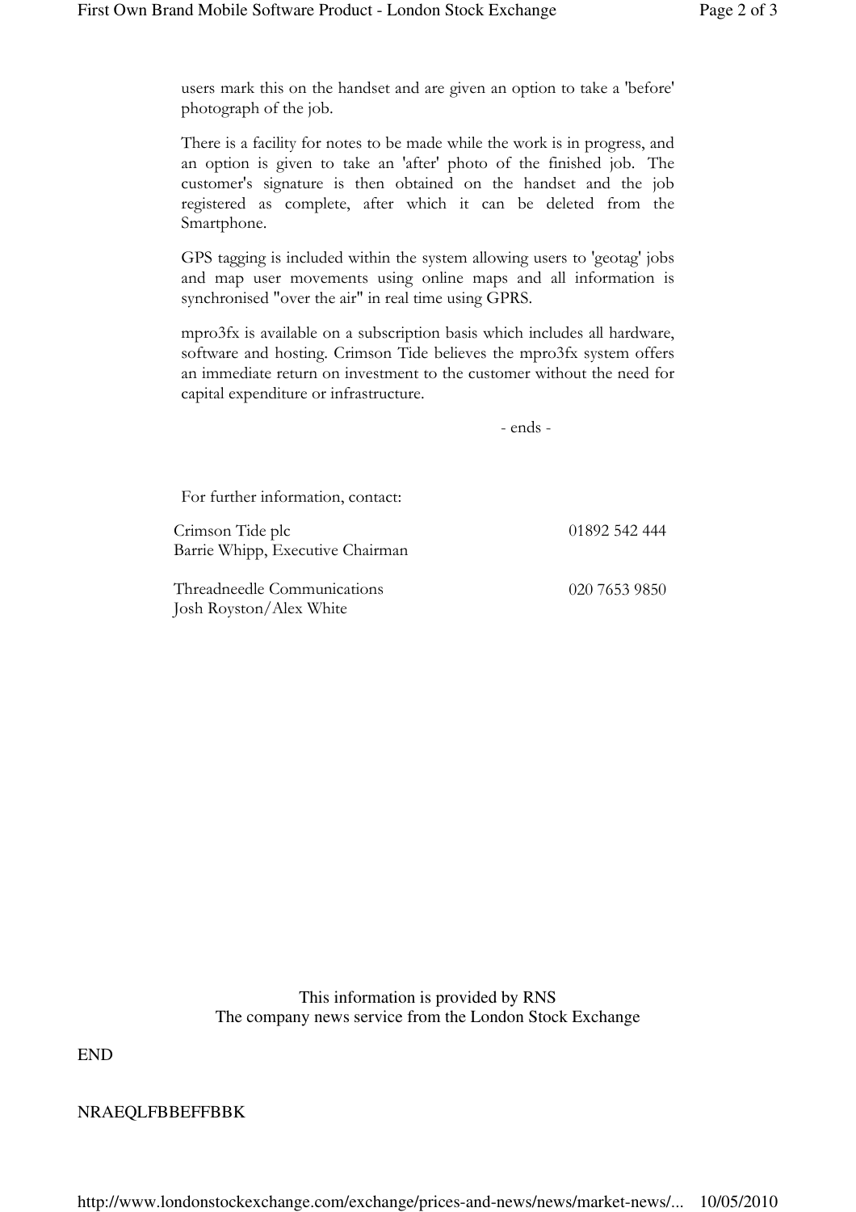users mark this on the handset and are given an option to take a 'before' photograph of the job.

There is a facility for notes to be made while the work is in progress, and an option is given to take an 'after' photo of the finished job. The customer's signature is then obtained on the handset and the job registered as complete, after which it can be deleted from the Smartphone.

GPS tagging is included within the system allowing users to 'geotag' jobs and map user movements using online maps and all information is synchronised "over the air" in real time using GPRS.

mpro3fx is available on a subscription basis which includes all hardware, software and hosting. Crimson Tide believes the mpro3fx system offers an immediate return on investment to the customer without the need for capital expenditure or infrastructure.

- ends -

For further information, contact:

| | |
|---|---|
| Crimson Tide plc<br>Barrie Whipp, Executive Chairman | 01892 542 444 |
| Threadneedle Communications<br>Josh Royston/Alex White | 020 7653 9850 |

This information is provided by RNS
The company news service from the London Stock Exchange

END

NRAEQLFBBEFFBBK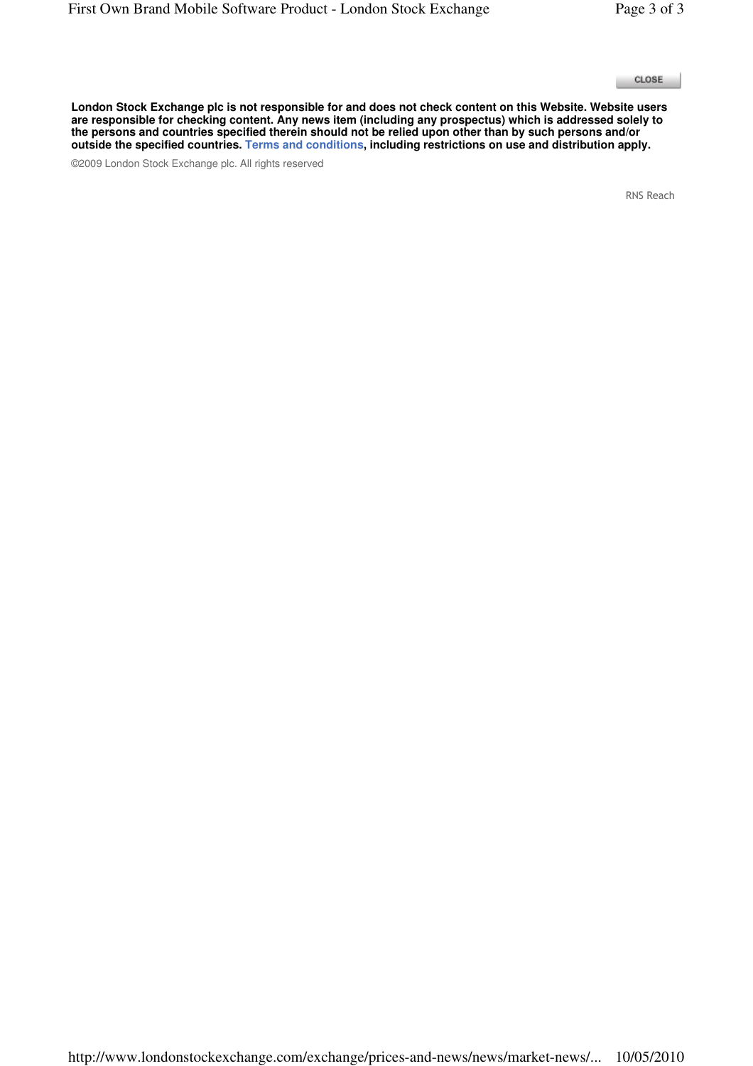CLOSE

**London Stock Exchange plc is not responsible for and does not check content on this Website. Website users are responsible for checking content. Any news item (including any prospectus) which is addressed solely to the persons and countries specified therein should not be relied upon other than by such persons and/or outside the specified countries. Terms and conditions, including restrictions on use and distribution apply.**

©2009 London Stock Exchange plc. All rights reserved

RNS Reach